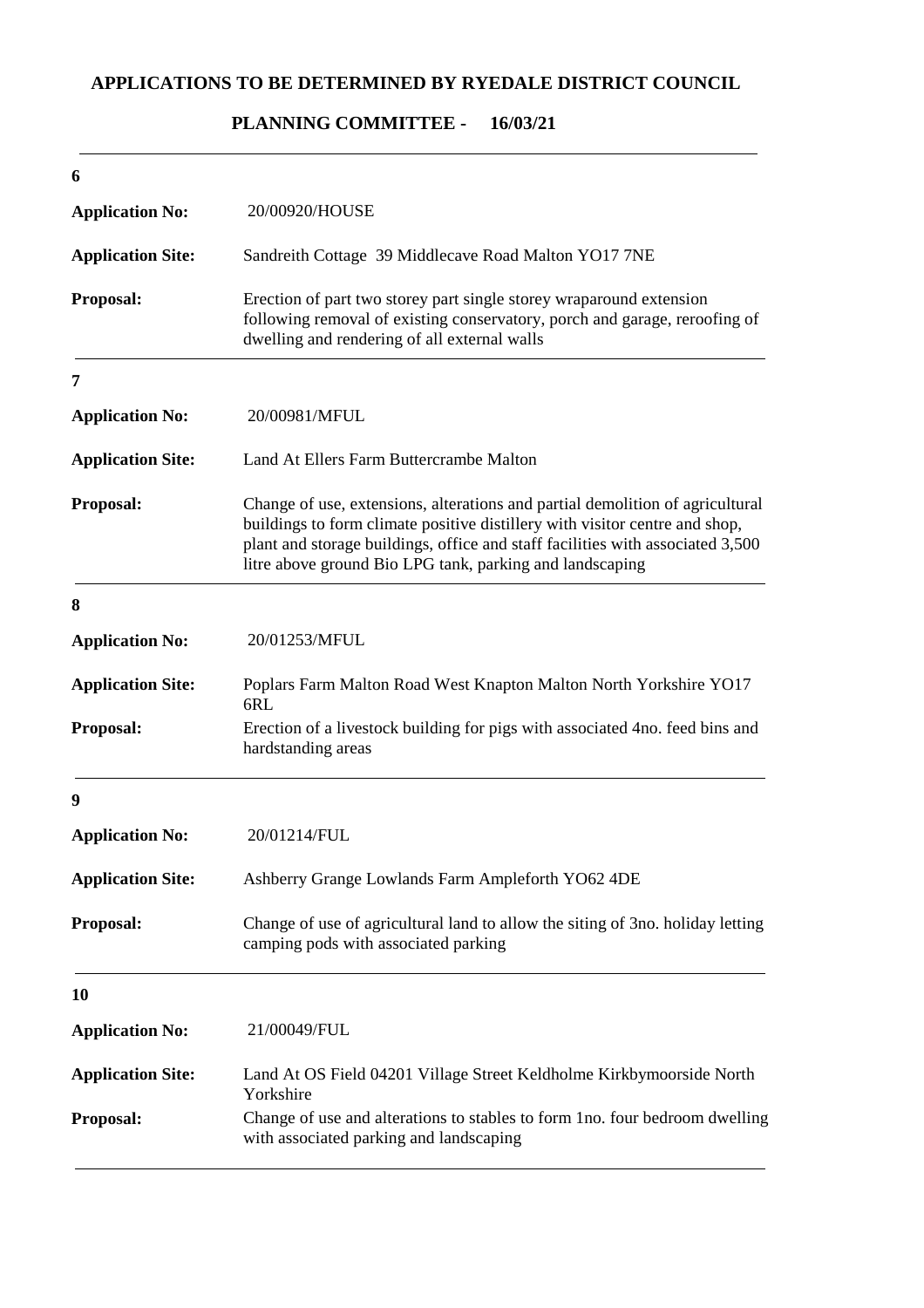# APPLICATIONS TO BE DETERMINED BY RYEDALE DISTRICT COUNCIL

## PLANNING COMMITTEE - 16/03/21

---

**6**

| | |
|---|---|
| **Application No:** | 20/00920/HOUSE |
| **Application Site:** | Sandreith Cottage 39 Middlecave Road Malton YO17 7NE |
| **Proposal:** | Erection of part two storey part single storey wraparound extension following removal of existing conservatory, porch and garage, reroofing of dwelling and rendering of all external walls |

---

**7**

| | |
|---|---|
| **Application No:** | 20/00981/MFUL |
| **Application Site:** | Land At Ellers Farm Buttercrambe Malton |
| **Proposal:** | Change of use, extensions, alterations and partial demolition of agricultural buildings to form climate positive distillery with visitor centre and shop, plant and storage buildings, office and staff facilities with associated 3,500 litre above ground Bio LPG tank, parking and landscaping |

---

**8**

| | |
|---|---|
| **Application No:** | 20/01253/MFUL |
| **Application Site:** | Poplars Farm Malton Road West Knapton Malton North Yorkshire YO17 6RL |
| **Proposal:** | Erection of a livestock building for pigs with associated 4no. feed bins and hardstanding areas |

---

**9**

| | |
|---|---|
| **Application No:** | 20/01214/FUL |
| **Application Site:** | Ashberry Grange Lowlands Farm Ampleforth YO62 4DE |
| **Proposal:** | Change of use of agricultural land to allow the siting of 3no. holiday letting camping pods with associated parking |

---

**10**

| | |
|---|---|
| **Application No:** | 21/00049/FUL |
| **Application Site:** | Land At OS Field 04201 Village Street Keldholme Kirkbymoorside North Yorkshire |
| **Proposal:** | Change of use and alterations to stables to form 1no. four bedroom dwelling with associated parking and landscaping |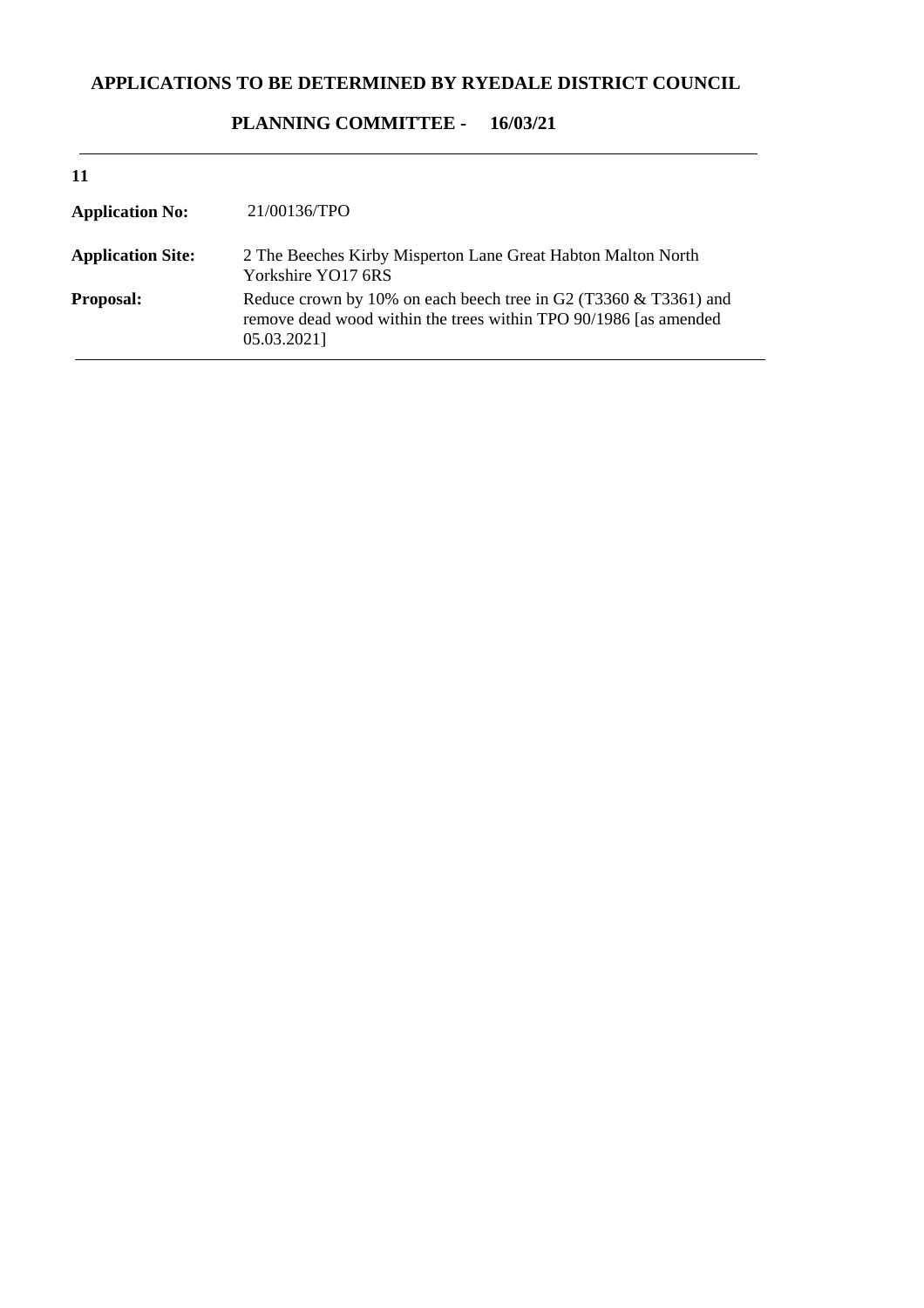**APPLICATIONS TO BE DETERMINED BY RYEDALE DISTRICT COUNCIL**

**PLANNING COMMITTEE - 16/03/21**

---

**11**

| | |
|---|---|
| **Application No:** | 21/00136/TPO |
| **Application Site:** | 2 The Beeches Kirby Misperton Lane Great Habton Malton North Yorkshire YO17 6RS |
| **Proposal:** | Reduce crown by 10% on each beech tree in G2 (T3360 & T3361) and remove dead wood within the trees within TPO 90/1986 [as amended 05.03.2021] |

---